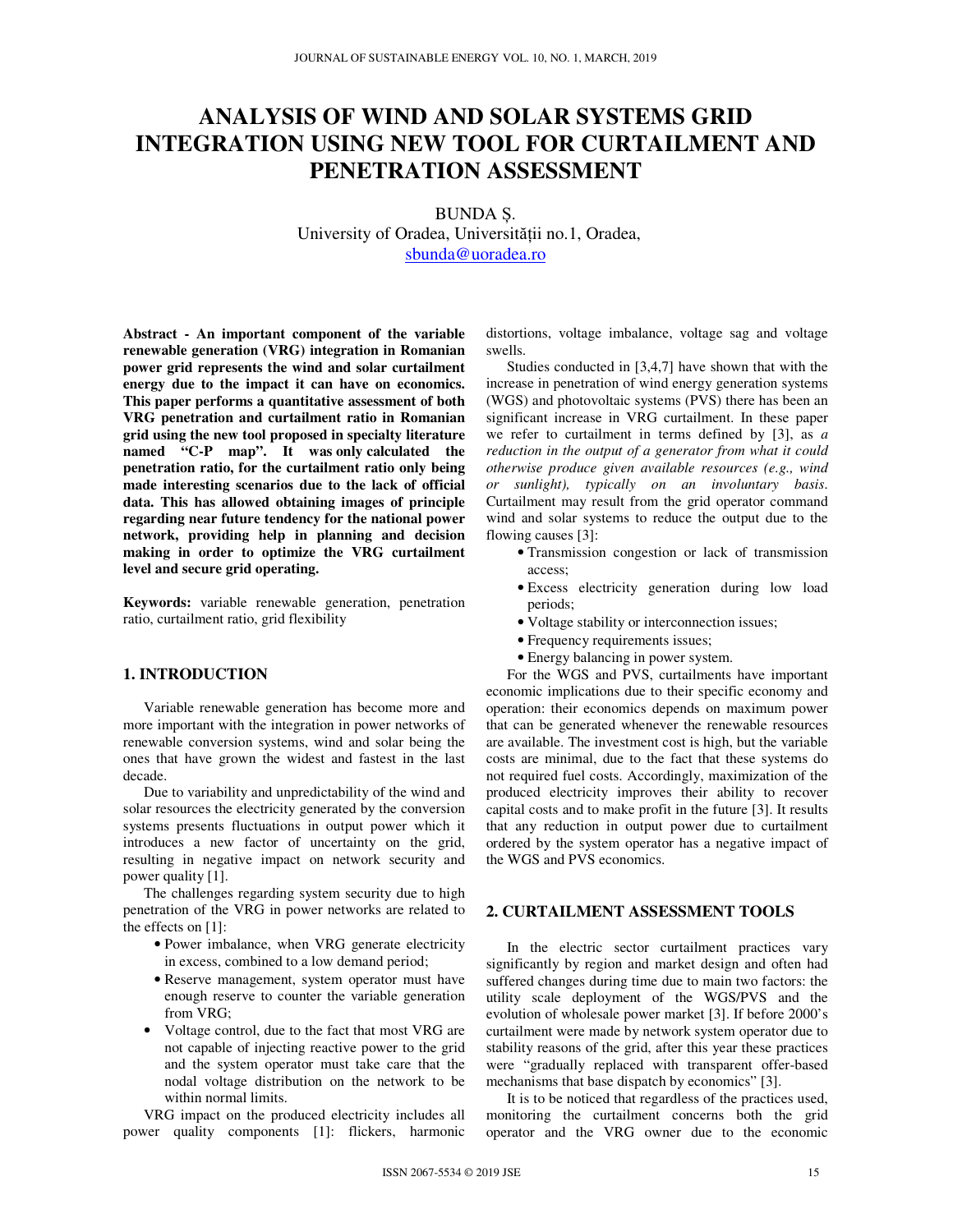# ANALYSIS OF WIND AND SOLAR SYSTEMS GRID INTEGRATION USING NEW TOOL FOR CURTAILMENT AND PENETRATION ASSESSMENT

BUNDA Ş.
University of Oradea, Universităţii no.1, Oradea,
sbunda@uoradea.ro

**Abstract - An important component of the variable renewable generation (VRG) integration in Romanian power grid represents the wind and solar curtailment energy due to the impact it can have on economics. This paper performs a quantitative assessment of both VRG penetration and curtailment ratio in Romanian grid using the new tool proposed in specialty literature named "C-P map". It was only calculated the penetration ratio, for the curtailment ratio only being made interesting scenarios due to the lack of official data. This has allowed obtaining images of principle regarding near future tendency for the national power network, providing help in planning and decision making in order to optimize the VRG curtailment level and secure grid operating.**

**Keywords:** variable renewable generation, penetration ratio, curtailment ratio, grid flexibility

## 1. INTRODUCTION

Variable renewable generation has become more and more important with the integration in power networks of renewable conversion systems, wind and solar being the ones that have grown the widest and fastest in the last decade.

Due to variability and unpredictability of the wind and solar resources the electricity generated by the conversion systems presents fluctuations in output power which it introduces a new factor of uncertainty on the grid, resulting in negative impact on network security and power quality [1].

The challenges regarding system security due to high penetration of the VRG in power networks are related to the effects on [1]:

- Power imbalance, when VRG generate electricity in excess, combined to a low demand period;
- Reserve management, system operator must have enough reserve to counter the variable generation from VRG;
- Voltage control, due to the fact that most VRG are not capable of injecting reactive power to the grid and the system operator must take care that the nodal voltage distribution on the network to be within normal limits.

VRG impact on the produced electricity includes all power quality components [1]: flickers, harmonic distortions, voltage imbalance, voltage sag and voltage swells.

Studies conducted in [3,4,7] have shown that with the increase in penetration of wind energy generation systems (WGS) and photovoltaic systems (PVS) there has been an significant increase in VRG curtailment. In these paper we refer to curtailment in terms defined by [3], as *a reduction in the output of a generator from what it could otherwise produce given available resources (e.g., wind or sunlight), typically on an involuntary basis*. Curtailment may result from the grid operator command wind and solar systems to reduce the output due to the flowing causes [3]:

- Transmission congestion or lack of transmission access;
- Excess electricity generation during low load periods;
- Voltage stability or interconnection issues;
- Frequency requirements issues;
- Energy balancing in power system.

For the WGS and PVS, curtailments have important economic implications due to their specific economy and operation: their economics depends on maximum power that can be generated whenever the renewable resources are available. The investment cost is high, but the variable costs are minimal, due to the fact that these systems do not required fuel costs. Accordingly, maximization of the produced electricity improves their ability to recover capital costs and to make profit in the future [3]. It results that any reduction in output power due to curtailment ordered by the system operator has a negative impact of the WGS and PVS economics.

## 2. CURTAILMENT ASSESSMENT TOOLS

In the electric sector curtailment practices vary significantly by region and market design and often had suffered changes during time due to main two factors: the utility scale deployment of the WGS/PVS and the evolution of wholesale power market [3]. If before 2000's curtailment were made by network system operator due to stability reasons of the grid, after this year these practices were "gradually replaced with transparent offer-based mechanisms that base dispatch by economics" [3].

It is to be noticed that regardless of the practices used, monitoring the curtailment concerns both the grid operator and the VRG owner due to the economic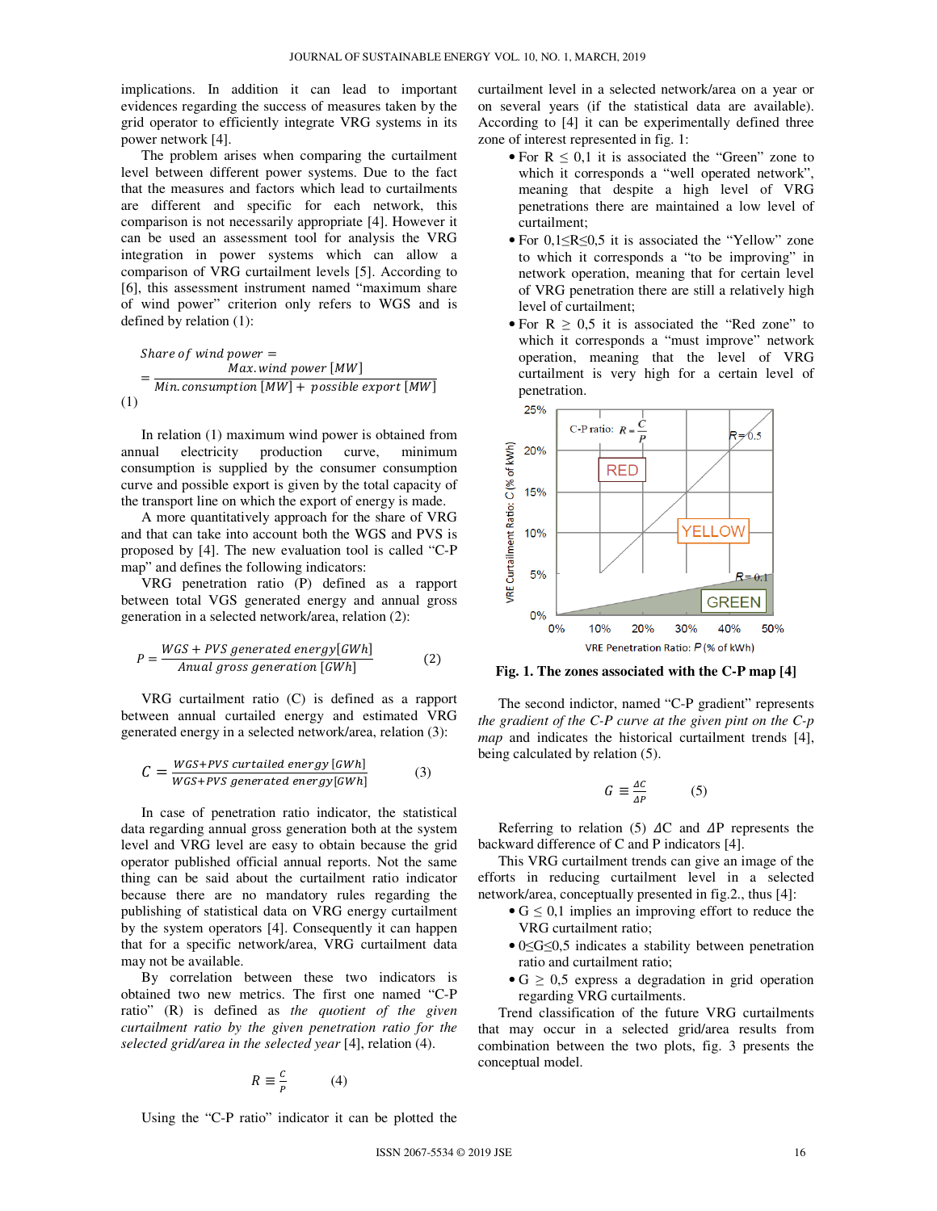implications. In addition it can lead to important evidences regarding the success of measures taken by the grid operator to efficiently integrate VRG systems in its power network [4].

The problem arises when comparing the curtailment level between different power systems. Due to the fact that the measures and factors which lead to curtailments are different and specific for each network, this comparison is not necessarily appropriate [4]. However it can be used an assessment tool for analysis the VRG integration in power systems which can allow a comparison of VRG curtailment levels [5]. According to [6], this assessment instrument named "maximum share of wind power" criterion only refers to WGS and is defined by relation (1):

$$Share\ of\ wind\ power = \frac{Max.wind\ power\ [MW]}{Min.consumption\ [MW] + possible\ export\ [MW]} \quad (1)$$

In relation (1) maximum wind power is obtained from annual electricity production curve, minimum consumption is supplied by the consumer consumption curve and possible export is given by the total capacity of the transport line on which the export of energy is made.

A more quantitatively approach for the share of VRG and that can take into account both the WGS and PVS is proposed by [4]. The new evaluation tool is called "C-P map" and defines the following indicators:

VRG penetration ratio (P) defined as a rapport between total VGS generated energy and annual gross generation in a selected network/area, relation (2):

$$P = \frac{WGS + PVS\ generated\ energy[GWh]}{Anual\ gross\ generation\ [GWh]} \quad (2)$$

VRG curtailment ratio (C) is defined as a rapport between annual curtailed energy and estimated VRG generated energy in a selected network/area, relation (3):

$$C = \frac{WGS+PVS\ curtailed\ energy\ [GWh]}{WGS+PVS\ generated\ energy[GWh]} \quad (3)$$

In case of penetration ratio indicator, the statistical data regarding annual gross generation both at the system level and VRG level are easy to obtain because the grid operator published official annual reports. Not the same thing can be said about the curtailment ratio indicator because there are no mandatory rules regarding the publishing of statistical data on VRG energy curtailment by the system operators [4]. Consequently it can happen that for a specific network/area, VRG curtailment data may not be available.

By correlation between these two indicators is obtained two new metrics. The first one named "C-P ratio" (R) is defined as *the quotient of the given curtailment ratio by the given penetration ratio for the selected grid/area in the selected year* [4], relation (4).

$$R \equiv \frac{C}{P} \quad (4)$$

Using the "C-P ratio" indicator it can be plotted the curtailment level in a selected network/area on a year or on several years (if the statistical data are available). According to [4] it can be experimentally defined three zone of interest represented in fig. 1:

- For R ≤ 0,1 it is associated the "Green" zone to which it corresponds a "well operated network", meaning that despite a high level of VRG penetrations there are maintained a low level of curtailment;
- For 0,1≤R≤0,5 it is associated the "Yellow" zone to which it corresponds a "to be improving" in network operation, meaning that for certain level of VRG penetration there are still a relatively high level of curtailment;
- For R ≥ 0,5 it is associated the "Red zone" to which it corresponds a "must improve" network operation, meaning that the level of VRG curtailment is very high for a certain level of penetration.

**Fig. 1. The zones associated with the C-P map [4]**

The second indictor, named "C-P gradient" represents *the gradient of the C-P curve at the given pint on the C-p map* and indicates the historical curtailment trends [4], being calculated by relation (5).

$$G \equiv \frac{\Delta C}{\Delta P} \quad (5)$$

Referring to relation (5) ΔC and ΔP represents the backward difference of C and P indicators [4].

This VRG curtailment trends can give an image of the efforts in reducing curtailment level in a selected network/area, conceptually presented in fig.2., thus [4]:

- G ≤ 0,1 implies an improving effort to reduce the VRG curtailment ratio;
- 0≤G≤0,5 indicates a stability between penetration ratio and curtailment ratio;
- G ≥ 0,5 express a degradation in grid operation regarding VRG curtailments.

Trend classification of the future VRG curtailments that may occur in a selected grid/area results from combination between the two plots, fig. 3 presents the conceptual model.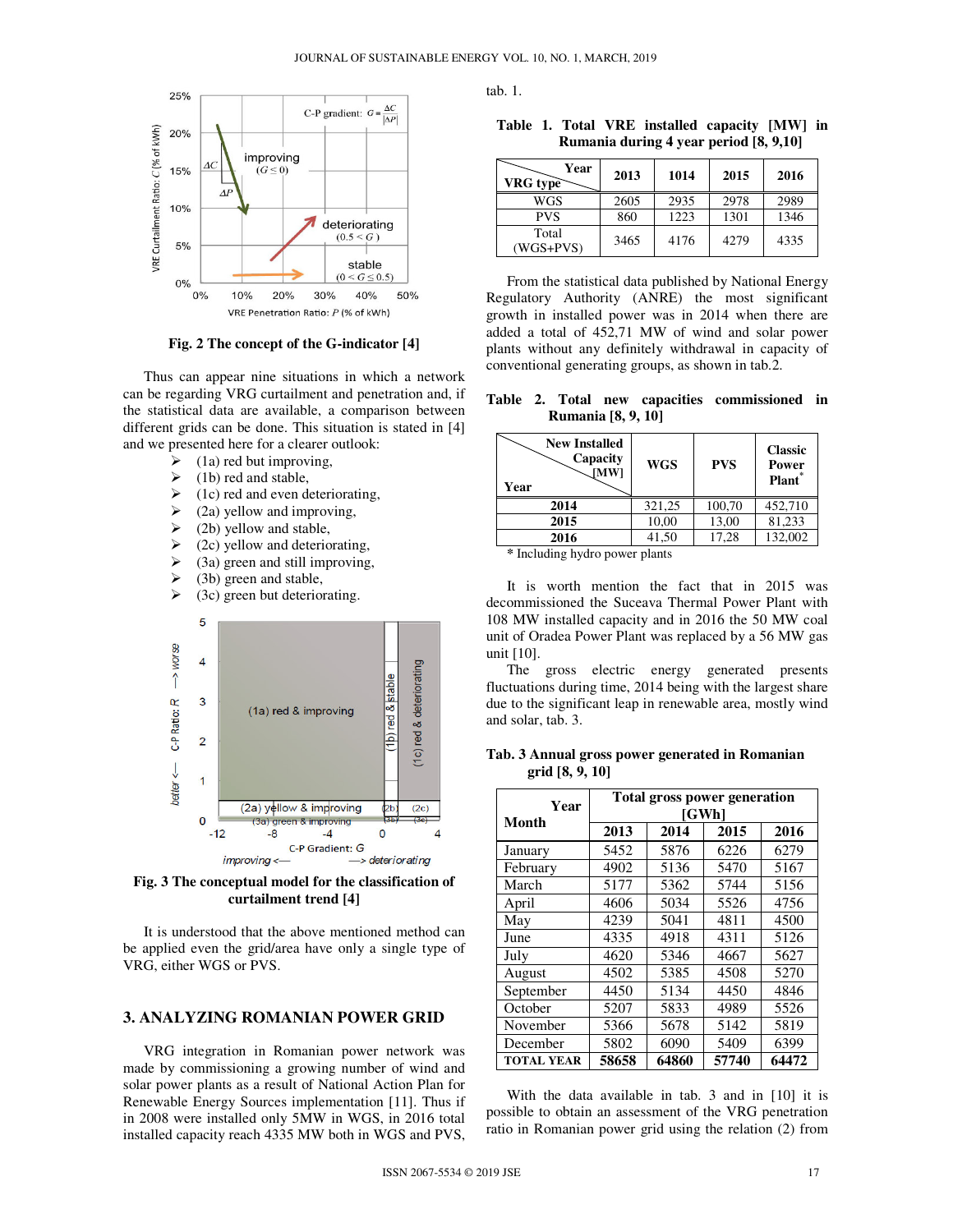Fig. 2 The concept of the G-indicator [4]

Thus can appear nine situations in which a network can be regarding VRG curtailment and penetration and, if the statistical data are available, a comparison between different grids can be done. This situation is stated in [4] and we presented here for a clearer outlook:

- (1a) red but improving,
- (1b) red and stable,
- (1c) red and even deteriorating,
- (2a) yellow and improving,
- (2b) yellow and stable,
- (2c) yellow and deteriorating,
- (3a) green and still improving,
- (3b) green and stable,
- (3c) green but deteriorating.

Fig. 3 The conceptual model for the classification of curtailment trend [4]

It is understood that the above mentioned method can be applied even the grid/area have only a single type of VRG, either WGS or PVS.

## 3. ANALYZING ROMANIAN POWER GRID

VRG integration in Romanian power network was made by commissioning a growing number of wind and solar power plants as a result of National Action Plan for Renewable Energy Sources implementation [11]. Thus if in 2008 were installed only 5MW in WGS, in 2016 total installed capacity reach 4335 MW both in WGS and PVS, tab. 1.

**Table 1. Total VRE installed capacity [MW] in Rumania during 4 year period [8, 9,10]**

| VRG type \ Year | 2013 | 1014 | 2015 | 2016 |
|---|---|---|---|---|
| WGS | 2605 | 2935 | 2978 | 2989 |
| PVS | 860 | 1223 | 1301 | 1346 |
| Total (WGS+PVS) | 3465 | 4176 | 4279 | 4335 |

From the statistical data published by National Energy Regulatory Authority (ANRE) the most significant growth in installed power was in 2014 when there are added a total of 452,71 MW of wind and solar power plants without any definitely withdrawal in capacity of conventional generating groups, as shown in tab.2.

**Table 2. Total new capacities commissioned in Rumania [8, 9, 10]**

| Year \ New Installed Capacity [MW] | WGS | PVS | Classic Power Plant* |
|---|---|---|---|
| 2014 | 321,25 | 100,70 | 452,710 |
| 2015 | 10,00 | 13,00 | 81,233 |
| 2016 | 41,50 | 17,28 | 132,002 |

\* Including hydro power plants

It is worth mention the fact that in 2015 was decommissioned the Suceava Thermal Power Plant with 108 MW installed capacity and in 2016 the 50 MW coal unit of Oradea Power Plant was replaced by a 56 MW gas unit [10].

The gross electric energy generated presents fluctuations during time, 2014 being with the largest share due to the significant leap in renewable area, mostly wind and solar, tab. 3.

**Tab. 3 Annual gross power generated in Romanian grid [8, 9, 10]**

| Month \ Year | Total gross power generation [GWh] | | | |
|---|---|---|---|---|
| | 2013 | 2014 | 2015 | 2016 |
| January | 5452 | 5876 | 6226 | 6279 |
| February | 4902 | 5136 | 5470 | 5167 |
| March | 5177 | 5362 | 5744 | 5156 |
| April | 4606 | 5034 | 5526 | 4756 |
| May | 4239 | 5041 | 4811 | 4500 |
| June | 4335 | 4918 | 4311 | 5126 |
| July | 4620 | 5346 | 4667 | 5627 |
| August | 4502 | 5385 | 4508 | 5270 |
| September | 4450 | 5134 | 4450 | 4846 |
| October | 5207 | 5833 | 4989 | 5526 |
| November | 5366 | 5678 | 5142 | 5819 |
| December | 5802 | 6090 | 5409 | 6399 |
| **TOTAL YEAR** | **58658** | **64860** | **57740** | **64472** |

With the data available in tab. 3 and in [10] it is possible to obtain an assessment of the VRG penetration ratio in Romanian power grid using the relation (2) from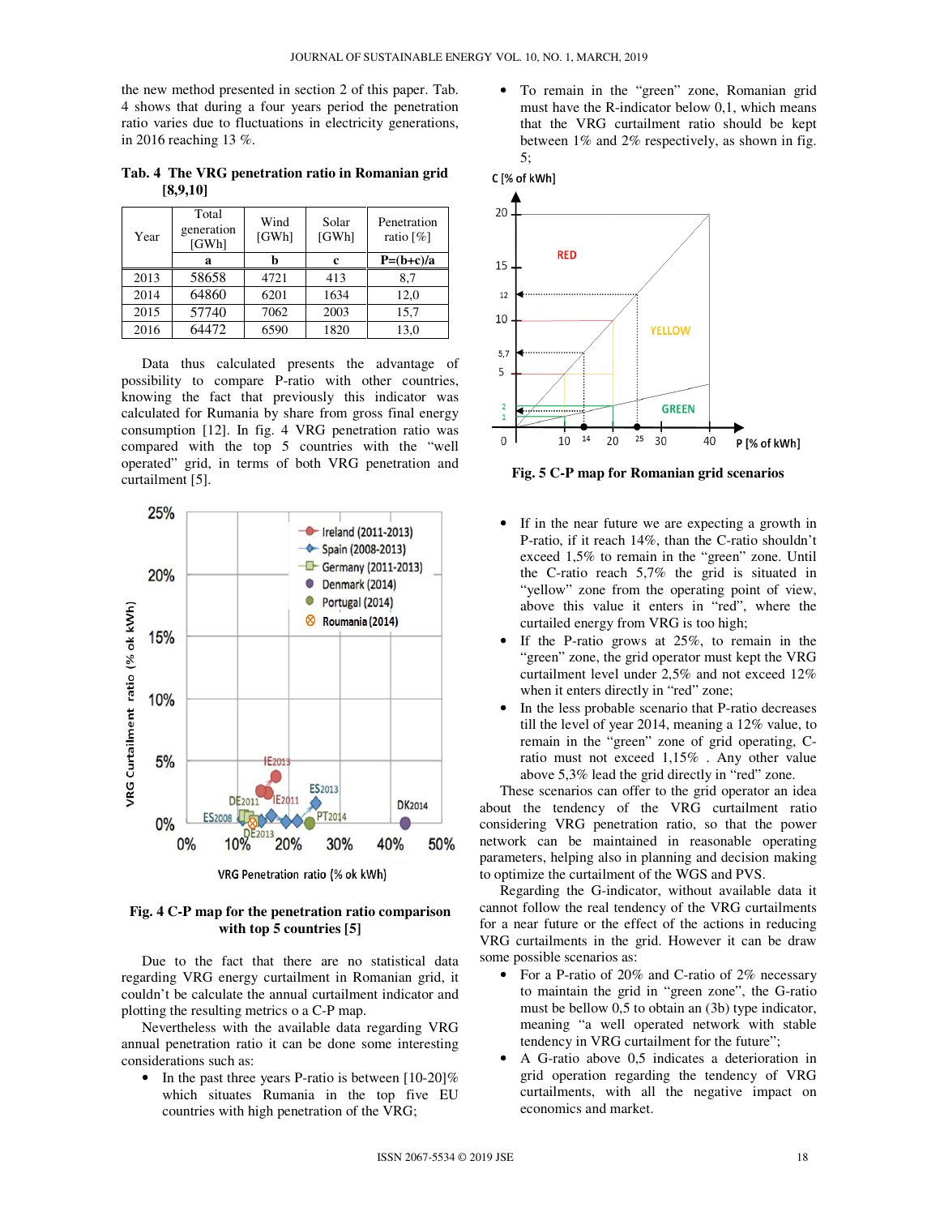the new method presented in section 2 of this paper. Tab. 4 shows that during a four years period the penetration ratio varies due to fluctuations in electricity generations, in 2016 reaching 13 %.

**Tab. 4 The VRG penetration ratio in Romanian grid [8,9,10]**

| Year | Total generation [GWh] | Wind [GWh] | Solar [GWh] | Penetration ratio [%] |
|---|---|---|---|---|
| | a | b | c | P=(b+c)/a |
| 2013 | 58658 | 4721 | 413 | 8,7 |
| 2014 | 64860 | 6201 | 1634 | 12,0 |
| 2015 | 57740 | 7062 | 2003 | 15,7 |
| 2016 | 64472 | 6590 | 1820 | 13,0 |

Data thus calculated presents the advantage of possibility to compare P-ratio with other countries, knowing the fact that previously this indicator was calculated for Rumania by share from gross final energy consumption [12]. In fig. 4 VRG penetration ratio was compared with the top 5 countries with the "well operated" grid, in terms of both VRG penetration and curtailment [5].

**Fig. 4 C-P map for the penetration ratio comparison with top 5 countries [5]**

Due to the fact that there are no statistical data regarding VRG energy curtailment in Romanian grid, it couldn't be calculate the annual curtailment indicator and plotting the resulting metrics o a C-P map.

Nevertheless with the available data regarding VRG annual penetration ratio it can be done some interesting considerations such as:

- In the past three years P-ratio is between [10-20]% which situates Rumania in the top five EU countries with high penetration of the VRG;
- To remain in the "green" zone, Romanian grid must have the R-indicator below 0,1, which means that the VRG curtailment ratio should be kept between 1% and 2% respectively, as shown in fig. 5;

**Fig. 5 C-P map for Romanian grid scenarios**

- If in the near future we are expecting a growth in P-ratio, if it reach 14%, than the C-ratio shouldn't exceed 1,5% to remain in the "green" zone. Until the C-ratio reach 5,7% the grid is situated in "yellow" zone from the operating point of view, above this value it enters in "red", where the curtailed energy from VRG is too high;
- If the P-ratio grows at 25%, to remain in the "green" zone, the grid operator must kept the VRG curtailment level under 2,5% and not exceed 12% when it enters directly in "red" zone;
- In the less probable scenario that P-ratio decreases till the level of year 2014, meaning a 12% value, to remain in the "green" zone of grid operating, C-ratio must not exceed 1,15% . Any other value above 5,3% lead the grid directly in "red" zone.

These scenarios can offer to the grid operator an idea about the tendency of the VRG curtailment ratio considering VRG penetration ratio, so that the power network can be maintained in reasonable operating parameters, helping also in planning and decision making to optimize the curtailment of the WGS and PVS.

Regarding the G-indicator, without available data it cannot follow the real tendency of the VRG curtailments for a near future or the effect of the actions in reducing VRG curtailments in the grid. However it can be draw some possible scenarios as:

- For a P-ratio of 20% and C-ratio of 2% necessary to maintain the grid in "green zone", the G-ratio must be bellow 0,5 to obtain an (3b) type indicator, meaning "a well operated network with stable tendency in VRG curtailment for the future";
- A G-ratio above 0,5 indicates a deterioration in grid operation regarding the tendency of VRG curtailments, with all the negative impact on economics and market.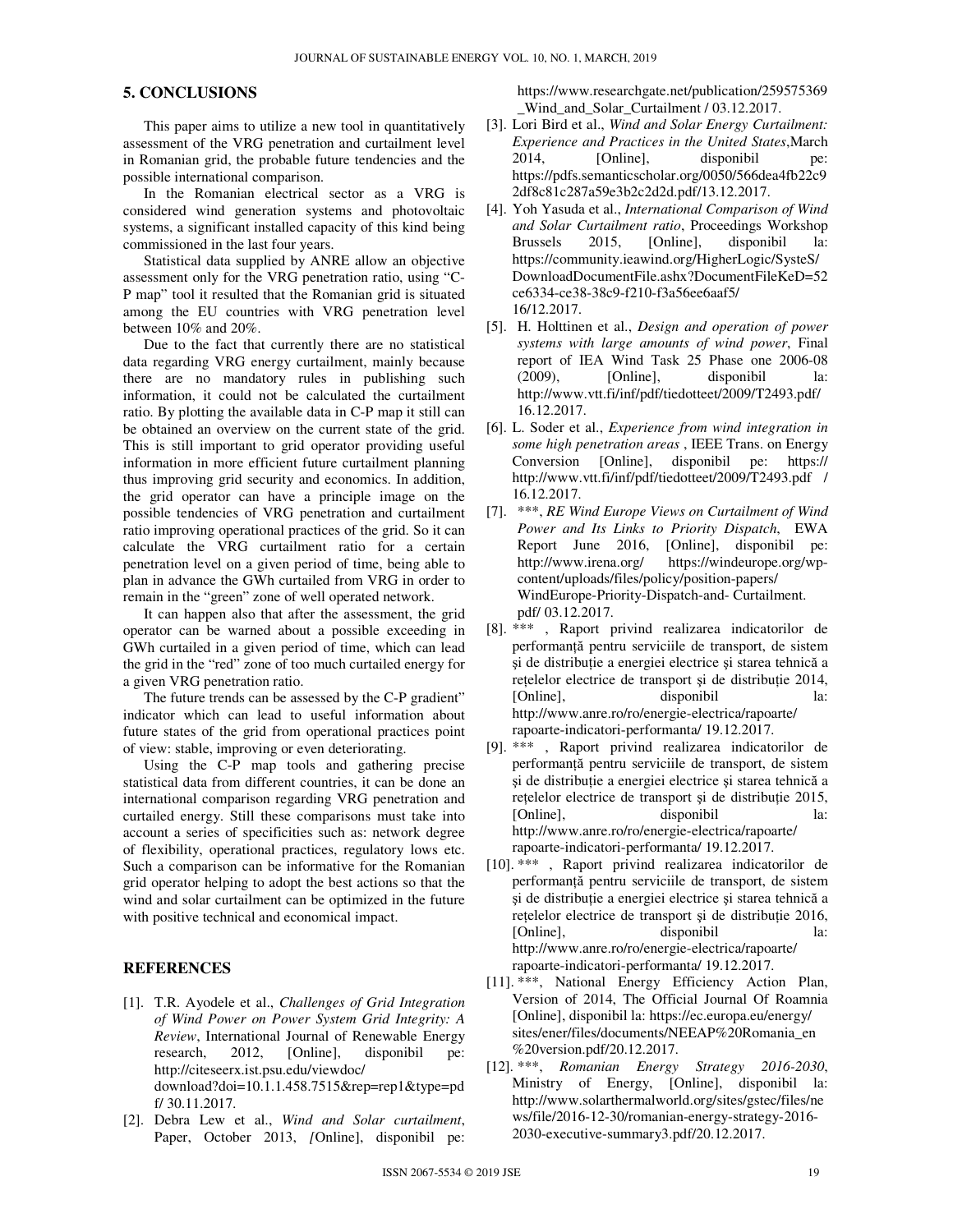## 5. CONCLUSIONS

This paper aims to utilize a new tool in quantitatively assessment of the VRG penetration and curtailment level in Romanian grid, the probable future tendencies and the possible international comparison.

In the Romanian electrical sector as a VRG is considered wind generation systems and photovoltaic systems, a significant installed capacity of this kind being commissioned in the last four years.

Statistical data supplied by ANRE allow an objective assessment only for the VRG penetration ratio, using "C-P map" tool it resulted that the Romanian grid is situated among the EU countries with VRG penetration level between 10% and 20%.

Due to the fact that currently there are no statistical data regarding VRG energy curtailment, mainly because there are no mandatory rules in publishing such information, it could not be calculated the curtailment ratio. By plotting the available data in C-P map it still can be obtained an overview on the current state of the grid. This is still important to grid operator providing useful information in more efficient future curtailment planning thus improving grid security and economics. In addition, the grid operator can have a principle image on the possible tendencies of VRG penetration and curtailment ratio improving operational practices of the grid. So it can calculate the VRG curtailment ratio for a certain penetration level on a given period of time, being able to plan in advance the GWh curtailed from VRG in order to remain in the "green" zone of well operated network.

It can happen also that after the assessment, the grid operator can be warned about a possible exceeding in GWh curtailed in a given period of time, which can lead the grid in the "red" zone of too much curtailed energy for a given VRG penetration ratio.

The future trends can be assessed by the C-P gradient" indicator which can lead to useful information about future states of the grid from operational practices point of view: stable, improving or even deteriorating.

Using the C-P map tools and gathering precise statistical data from different countries, it can be done an international comparison regarding VRG penetration and curtailed energy. Still these comparisons must take into account a series of specificities such as: network degree of flexibility, operational practices, regulatory lows etc. Such a comparison can be informative for the Romanian grid operator helping to adopt the best actions so that the wind and solar curtailment can be optimized in the future with positive technical and economical impact.

## REFERENCES

[1]. T.R. Ayodele et al., *Challenges of Grid Integration of Wind Power on Power System Grid Integrity: A Review*, International Journal of Renewable Energy research, 2012, [Online], disponibil pe: http://citeseerx.ist.psu.edu/viewdoc/download?doi=10.1.1.458.7515&rep=rep1&type=pdf/ 30.11.2017.

[2]. Debra Lew et al., *Wind and Solar curtailment*, Paper, October 2013, *[*Online], disponibil pe: https://www.researchgate.net/publication/259575369_Wind_and_Solar_Curtailment / 03.12.2017.

[3]. Lori Bird et al., *Wind and Solar Energy Curtailment: Experience and Practices in the United States*,March 2014, [Online], disponibil pe: https://pdfs.semanticscholar.org/0050/566dea4fb22c92df8c81c287a59e3b2c2d2d.pdf/13.12.2017.

[4]. Yoh Yasuda et al., *International Comparison of Wind and Solar Curtailment ratio*, Proceedings Workshop Brussels 2015, [Online], disponibil la: https://community.ieawind.org/HigherLogic/SysteS/DownloadDocumentFile.ashx?DocumentFileKeD=52ce6334-ce38-38c9-f210-f3a56ee6aaf5/ 16/12.2017.

[5]. H. Holttinen et al., *Design and operation of power systems with large amounts of wind power*, Final report of IEA Wind Task 25 Phase one 2006-08 (2009), [Online], disponibil la: http://www.vtt.fi/inf/pdf/tiedotteet/2009/T2493.pdf/ 16.12.2017.

[6]. L. Soder et al., *Experience from wind integration in some high penetration areas* , IEEE Trans. on Energy Conversion [Online], disponibil pe: https:// http://www.vtt.fi/inf/pdf/tiedotteet/2009/T2493.pdf / 16.12.2017.

[7]. ***, *RE Wind Europe Views on Curtailment of Wind Power and Its Links to Priority Dispatch*, EWA Report June 2016, [Online], disponibil pe: http://www.irena.org/ https://windeurope.org/wp-content/uploads/files/policy/position-papers/WindEurope-Priority-Dispatch-and- Curtailment.pdf/ 03.12.2017.

[8]. *** , Raport privind realizarea indicatorilor de performanță pentru serviciile de transport, de sistem şi de distribuție a energiei electrice şi starea tehnică a rețelelor electrice de transport şi de distribuție 2014, [Online], disponibil la: http://www.anre.ro/ro/energie-electrica/rapoarte/rapoarte-indicatori-performanta/ 19.12.2017.

[9]. *** , Raport privind realizarea indicatorilor de performanță pentru serviciile de transport, de sistem şi de distribuție a energiei electrice şi starea tehnică a rețelelor electrice de transport şi de distribuție 2015, [Online], disponibil la: http://www.anre.ro/ro/energie-electrica/rapoarte/rapoarte-indicatori-performanta/ 19.12.2017.

[10]. *** , Raport privind realizarea indicatorilor de performanță pentru serviciile de transport, de sistem şi de distribuție a energiei electrice şi starea tehnică a rețelelor electrice de transport şi de distribuție 2016, [Online], disponibil la: http://www.anre.ro/ro/energie-electrica/rapoarte/rapoarte-indicatori-performanta/ 19.12.2017.

[11]. ***, National Energy Efficiency Action Plan, Version of 2014, The Official Journal Of Roamnia [Online], disponibil la: https://ec.europa.eu/energy/sites/ener/files/documents/NEEAP%20Romania_en%20version.pdf/20.12.2017.

[12]. ***, *Romanian Energy Strategy 2016-2030*, Ministry of Energy, [Online], disponibil la: http://www.solarthermalworld.org/sites/gstec/files/news/file/2016-12-30/romanian-energy-strategy-2016-2030-executive-summary3.pdf/20.12.2017.